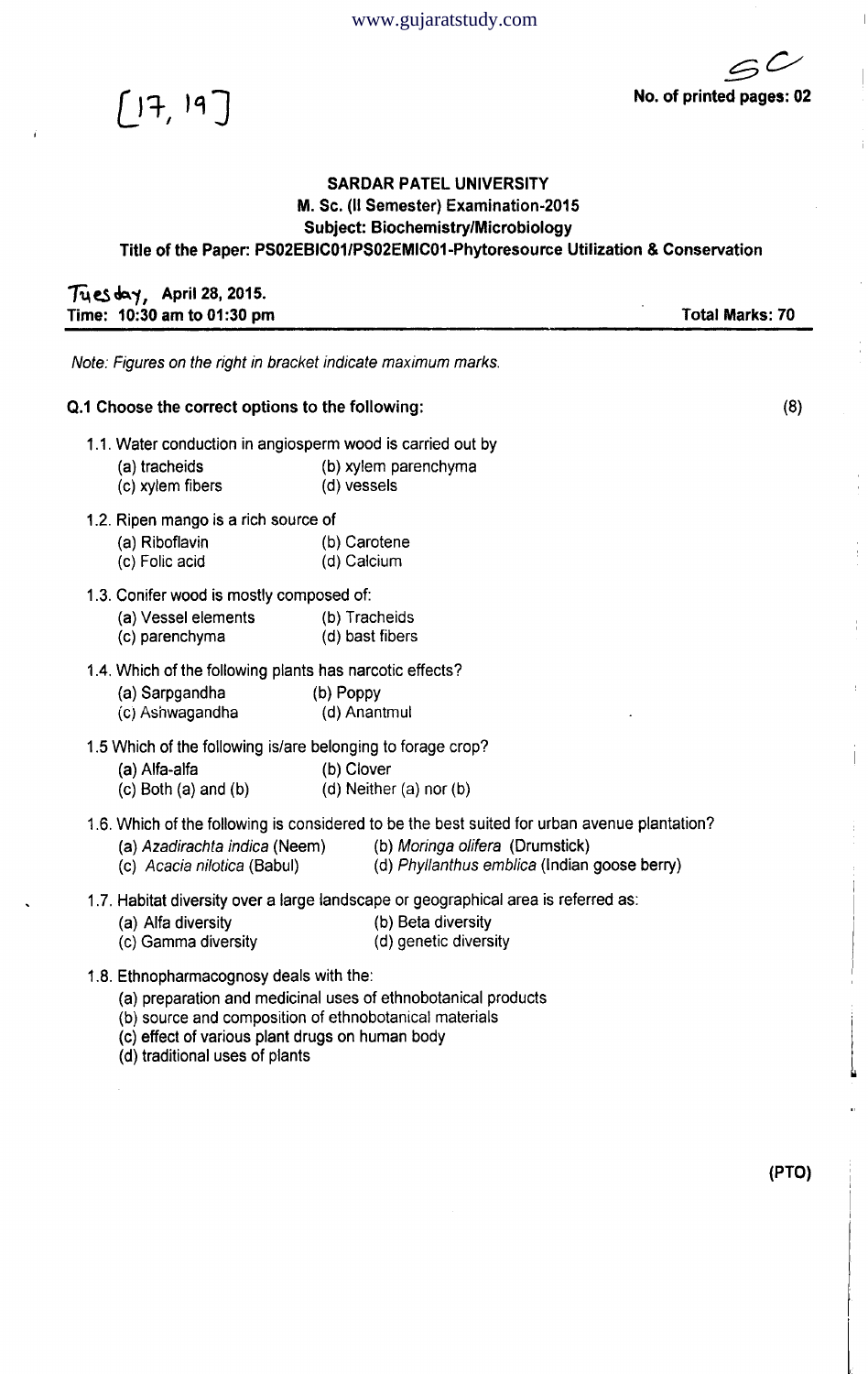www.gujaratstudy.com

[17, 19]

SC

**No. of printed pages: 02**

## SARDAR PATEL UNIVERSITY

### M. Sc. (II Semester) Examination-2015

### Subject: Biochemistry/Microbiology

### Title of the Paper: PS02EBIC01/PS02EMIC01-Phytoresource Utilization & Conservation

Tuesday, **April 28, 2015.**

**Time: 10:30 am to 01:30 pm** **Total Marks: 70**

*Note: Figures on the right in bracket indicate maximum marks.*

**Q.1 Choose the correct options to the following:** **(8)**

1.1. Water conduction in angiosperm wood is carried out by
- (a) tracheids
- (b) xylem parenchyma
- (c) xylem fibers
- (d) vessels

1.2. Ripen mango is a rich source of
- (a) Riboflavin
- (b) Carotene
- (c) Folic acid
- (d) Calcium

1.3. Conifer wood is mostly composed of:
- (a) Vessel elements
- (b) Tracheids
- (c) parenchyma
- (d) bast fibers

1.4. Which of the following plants has narcotic effects?
- (a) Sarpgandha
- (b) Poppy
- (c) Ashwagandha
- (d) Anantmul

1.5 Which of the following is/are belonging to forage crop?
- (a) Alfa-alfa
- (b) Clover
- (c) Both (a) and (b)
- (d) Neither (a) nor (b)

1.6. Which of the following is considered to be the best suited for urban avenue plantation?
- (a) *Azadirachta indica* (Neem)
- (b) *Moringa olifera* (Drumstick)
- (c) *Acacia nilotica* (Babul)
- (d) *Phyllanthus emblica* (Indian goose berry)

1.7. Habitat diversity over a large landscape or geographical area is referred as:
- (a) Alfa diversity
- (b) Beta diversity
- (c) Gamma diversity
- (d) genetic diversity

1.8. Ethnopharmacognosy deals with the:
- (a) preparation and medicinal uses of ethnobotanical products
- (b) source and composition of ethnobotanical materials
- (c) effect of various plant drugs on human body
- (d) traditional uses of plants

**(PTO)**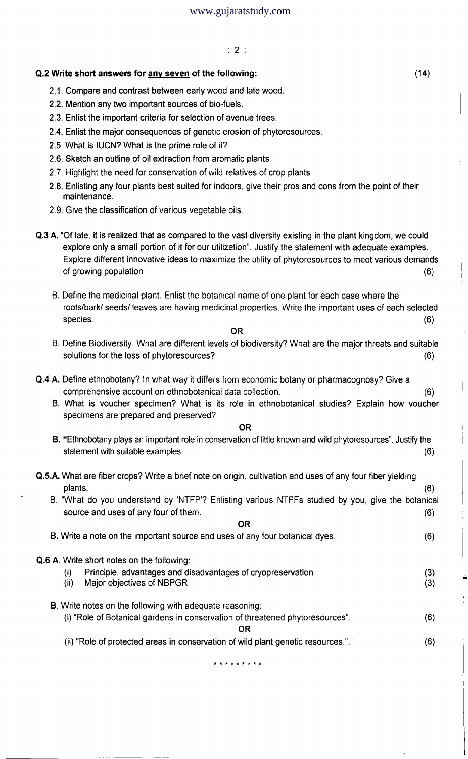**Q.2 Write short answers for any seven of the following:** (14)

2.1. Compare and contrast between early wood and late wood.

2.2. Mention any two important sources of bio-fuels.

2.3. Enlist the important criteria for selection of avenue trees.

2.4. Enlist the major consequences of genetic erosion of phytoresources.

2.5. What is IUCN? What is the prime role of it?

2.6. Sketch an outline of oil extraction from aromatic plants

2.7. Highlight the need for conservation of wild relatives of crop plants

2.8. Enlisting any four plants best suited for indoors, give their pros and cons from the point of their maintenance.

2.9. Give the classification of various vegetable oils.

**Q.3 A.** "Of late, it is realized that as compared to the vast diversity existing in the plant kingdom, we could explore only a small portion of it for our utilization". Justify the statement with adequate examples. Explore different innovative ideas to maximize the utility of phytoresources to meet various demands of growing population (6)

B. Define the medicinal plant. Enlist the botanical name of one plant for each case where the roots/bark/ seeds/ leaves are having medicinal properties. Write the important uses of each selected species. (6)

**OR**

B. Define Biodiversity. What are different levels of biodiversity? What are the major threats and suitable solutions for the loss of phytoresources? (6)

**Q.4 A.** Define ethnobotany? In what way it differs from economic botany or pharmacognosy? Give a comprehensive account on ethnobotanical data collection. (6)

B. What is voucher specimen? What is its role in ethnobotanical studies? Explain how voucher specimens are prepared and preserved?

**OR**

**B.** "Ethnobotany plays an important role in conservation of little known and wild phytoresources". Justify the statement with suitable examples. (6)

**Q.5.A.** What are fiber crops? Write a brief note on origin, cultivation and uses of any four fiber yielding plants. (6)

B. "What do you understand by 'NTFP'? Enlisting various NTPFs studied by you, give the botanical source and uses of any four of them. (6)

**OR**

**B.** Write a note on the important source and uses of any four botanical dyes. (6)

**Q.6 A.** Write short notes on the following:

(i) Principle, advantages and disadvantages of cryopreservation (3)

(ii) Major objectives of NBPGR (3)

**B.** Write notes on the following with adequate reasoning:

(i) "Role of Botanical gardens in conservation of threatened phytoresources". (6)

**OR**

(ii) "Role of protected areas in conservation of wild plant genetic resources.". (6)

\* \* \* \* \* \* \* \* \*